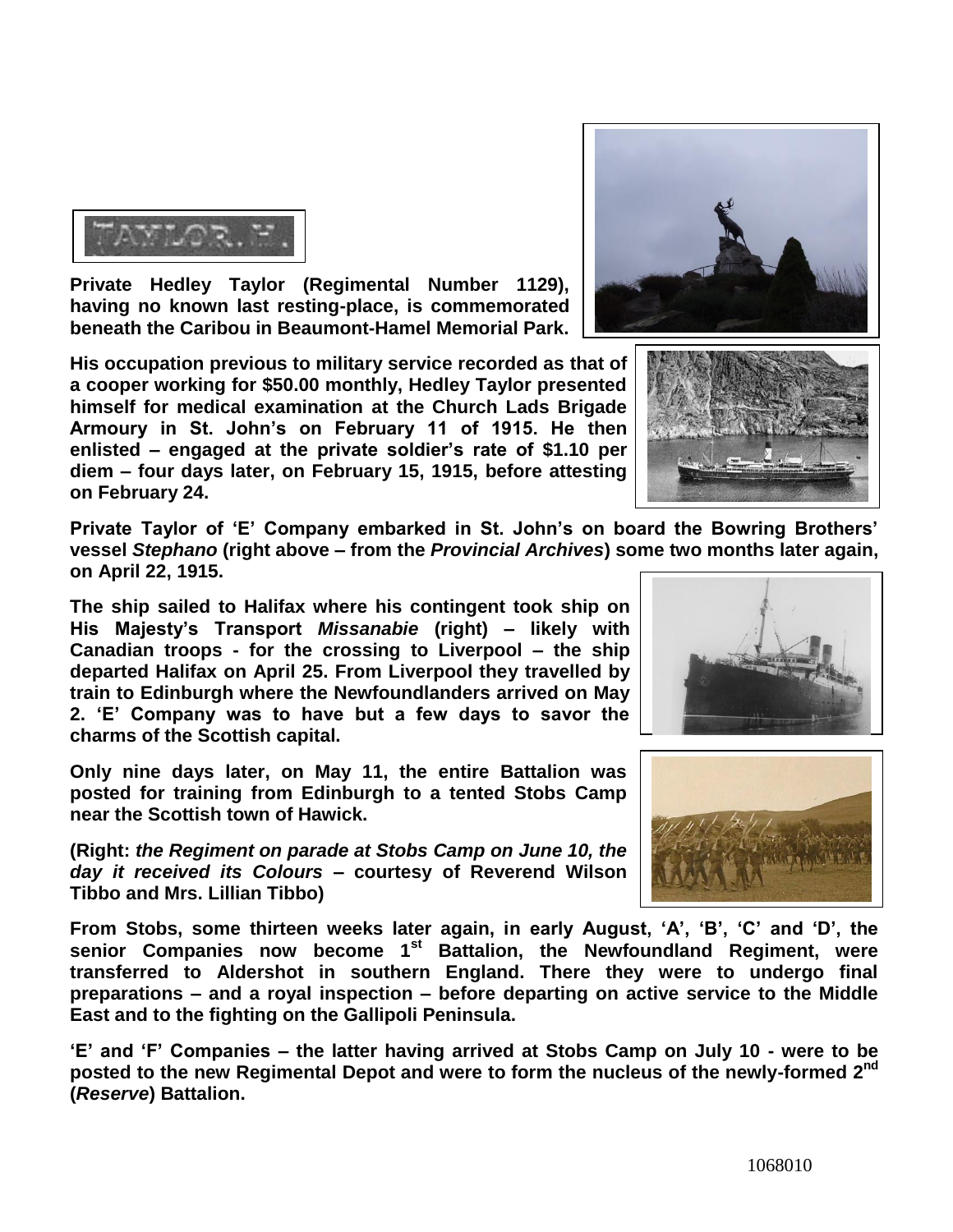TAYLOR, H.

**Private Hedley Taylor (Regimental Number 1129), having no known last resting-place, is commemorated beneath the Caribou in Beaumont-Hamel Memorial Park.**

**His occupation previous to military service recorded as that of a cooper working for $50.00 monthly, Hedley Taylor presented himself for medical examination at the Church Lads Brigade Armoury in St. John's on February 11 of 1915. He then enlisted – engaged at the private soldier's rate of $1.10 per diem – four days later, on February 15, 1915, before attesting on February 24.**

**Private Taylor of 'E' Company embarked in St. John's on board the Bowring Brothers' vessel *Stephano* (right above – from the *Provincial Archives*) some two months later again, on April 22, 1915.**

**The ship sailed to Halifax where his contingent took ship on His Majesty's Transport *Missanabie* (right) – likely with Canadian troops - for the crossing to Liverpool – the ship departed Halifax on April 25. From Liverpool they travelled by train to Edinburgh where the Newfoundlanders arrived on May 2. 'E' Company was to have but a few days to savor the charms of the Scottish capital.**

**Only nine days later, on May 11, the entire Battalion was posted for training from Edinburgh to a tented Stobs Camp near the Scottish town of Hawick.**

**(Right: *the Regiment on parade at Stobs Camp on June 10, the day it received its Colours* – courtesy of Reverend Wilson Tibbo and Mrs. Lillian Tibbo)**

**From Stobs, some thirteen weeks later again, in early August, 'A', 'B', 'C' and 'D', the senior Companies now become 1st Battalion, the Newfoundland Regiment, were transferred to Aldershot in southern England. There they were to undergo final preparations – and a royal inspection – before departing on active service to the Middle East and to the fighting on the Gallipoli Peninsula.**

**'E' and 'F' Companies – the latter having arrived at Stobs Camp on July 10 - were to be posted to the new Regimental Depot and were to form the nucleus of the newly-formed 2nd (*Reserve*) Battalion.**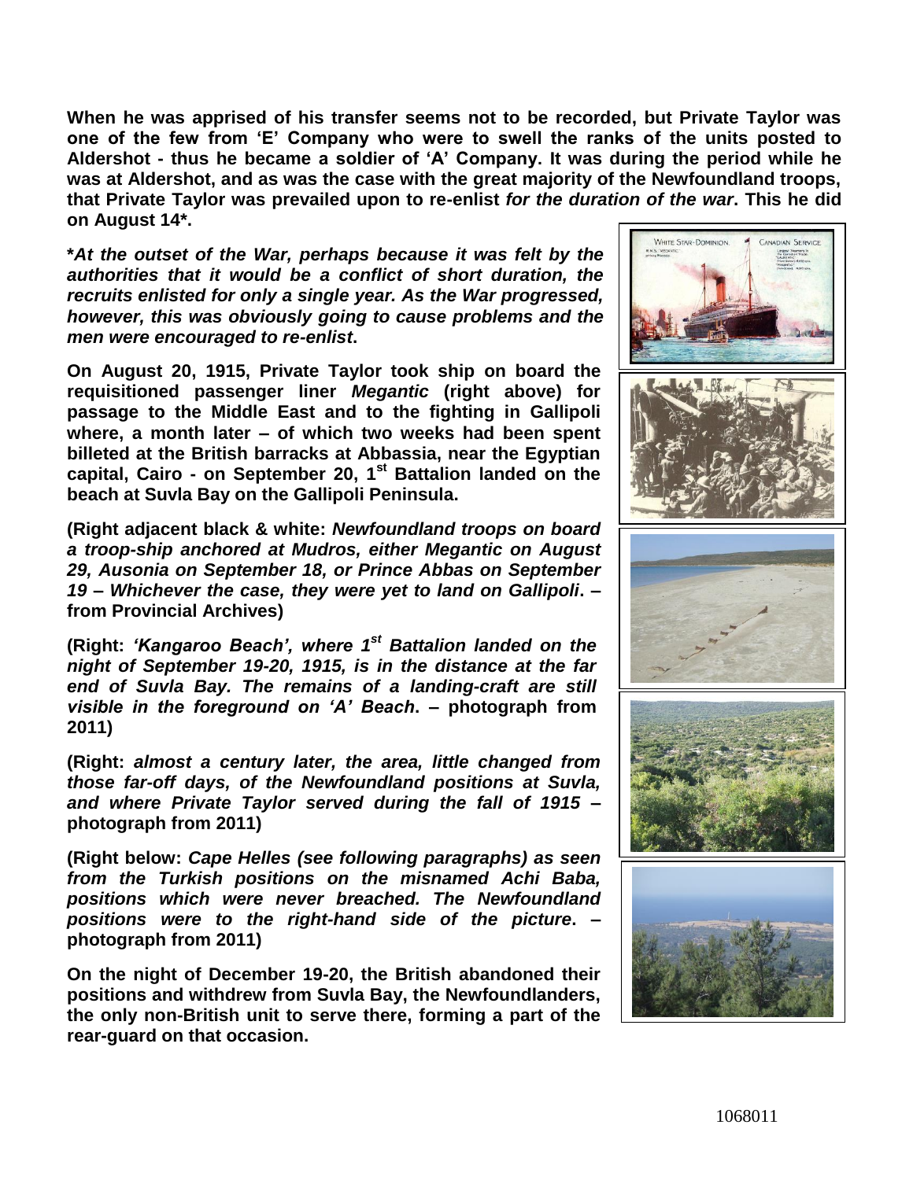**When he was apprised of his transfer seems not to be recorded, but Private Taylor was one of the few from 'E' Company who were to swell the ranks of the units posted to Aldershot - thus he became a soldier of 'A' Company. It was during the period while he was at Aldershot, and as was the case with the great majority of the Newfoundland troops, that Private Taylor was prevailed upon to re-enlist *for the duration of the war*. This he did on August 14*.**

***At the outset of the War, perhaps because it was felt by the authorities that it would be a conflict of short duration, the recruits enlisted for only a single year. As the War progressed, however, this was obviously going to cause problems and the men were encouraged to re-enlist*.**

**On August 20, 1915, Private Taylor took ship on board the requisitioned passenger liner *Megantic* (right above) for passage to the Middle East and to the fighting in Gallipoli where, a month later – of which two weeks had been spent billeted at the British barracks at Abbassia, near the Egyptian capital, Cairo - on September 20, 1st Battalion landed on the beach at Suvla Bay on the Gallipoli Peninsula.**

**(Right adjacent black & white: *Newfoundland troops on board a troop-ship anchored at Mudros, either Megantic on August 29, Ausonia on September 18, or Prince Abbas on September 19 – Whichever the case, they were yet to land on Gallipoli*. – from Provincial Archives)**

**(Right: *'Kangaroo Beach', where 1st Battalion landed on the night of September 19-20, 1915, is in the distance at the far end of Suvla Bay. The remains of a landing-craft are still visible in the foreground on 'A' Beach*. – photograph from 2011)**

**(Right: *almost a century later, the area, little changed from those far-off days, of the Newfoundland positions at Suvla, and where Private Taylor served during the fall of 1915* – photograph from 2011)**

**(Right below: *Cape Helles (see following paragraphs) as seen from the Turkish positions on the misnamed Achi Baba, positions which were never breached. The Newfoundland positions were to the right-hand side of the picture*. – photograph from 2011)**

**On the night of December 19-20, the British abandoned their positions and withdrew from Suvla Bay, the Newfoundlanders, the only non-British unit to serve there, forming a part of the rear-guard on that occasion.**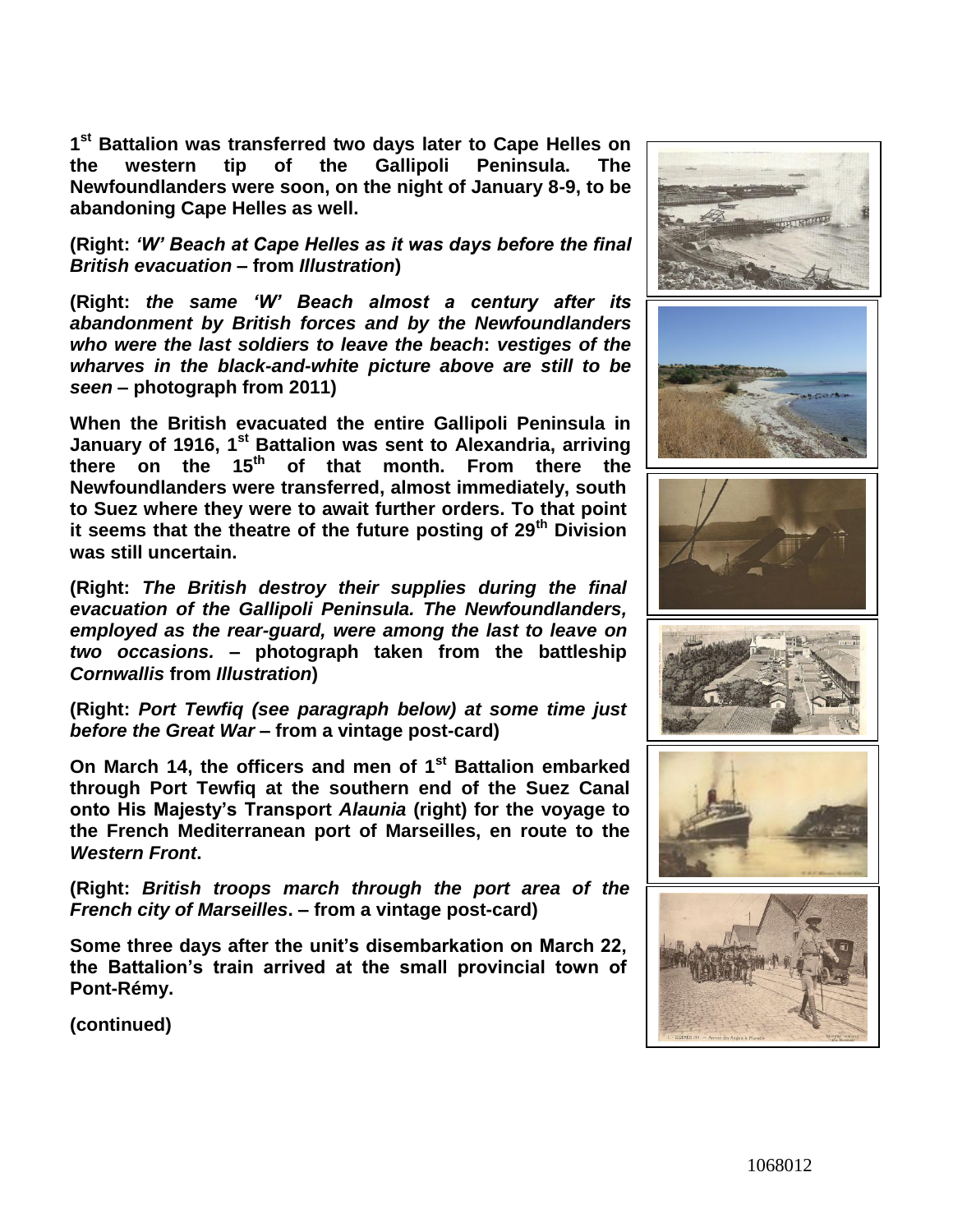**1st Battalion was transferred two days later to Cape Helles on the western tip of the Gallipoli Peninsula. The Newfoundlanders were soon, on the night of January 8-9, to be abandoning Cape Helles as well.**

**(Right: *'W' Beach at Cape Helles as it was days before the final British evacuation* – from *Illustration*)**

**(Right: *the same 'W' Beach almost a century after its abandonment by British forces and by the Newfoundlanders who were the last soldiers to leave the beach*: *vestiges of the wharves in the black-and-white picture above are still to be seen* – photograph from 2011)**

**When the British evacuated the entire Gallipoli Peninsula in January of 1916, 1st Battalion was sent to Alexandria, arriving there on the 15th of that month. From there the Newfoundlanders were transferred, almost immediately, south to Suez where they were to await further orders. To that point it seems that the theatre of the future posting of 29th Division was still uncertain.**

**(Right: *The British destroy their supplies during the final evacuation of the Gallipoli Peninsula. The Newfoundlanders, employed as the rear-guard, were among the last to leave on two occasions.* – photograph taken from the battleship *Cornwallis* from *Illustration*)**

**(Right: *Port Tewfiq (see paragraph below) at some time just before the Great War* – from a vintage post-card)**

**On March 14, the officers and men of 1st Battalion embarked through Port Tewfiq at the southern end of the Suez Canal onto His Majesty's Transport *Alaunia* (right) for the voyage to the French Mediterranean port of Marseilles, en route to the *Western Front*.**

**(Right: *British troops march through the port area of the French city of Marseilles*. – from a vintage post-card)**

**Some three days after the unit's disembarkation on March 22, the Battalion's train arrived at the small provincial town of Pont-Rémy.**

**(continued)**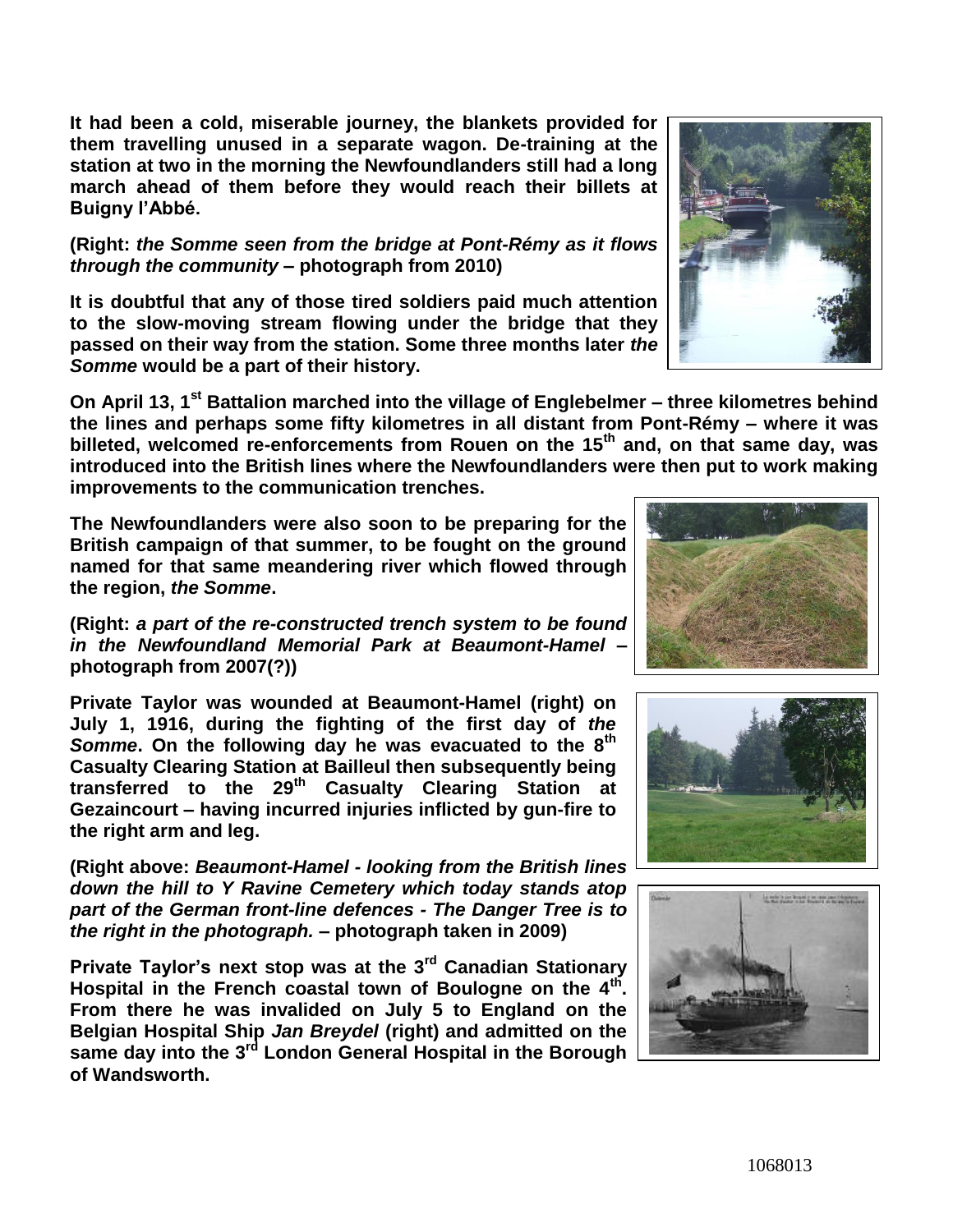**It had been a cold, miserable journey, the blankets provided for them travelling unused in a separate wagon. De-training at the station at two in the morning the Newfoundlanders still had a long march ahead of them before they would reach their billets at Buigny l'Abbé.**

**(Right: *the Somme seen from the bridge at Pont-Rémy as it flows through the community* – photograph from 2010)**

**It is doubtful that any of those tired soldiers paid much attention to the slow-moving stream flowing under the bridge that they passed on their way from the station. Some three months later *the Somme* would be a part of their history.**

**On April 13, 1st Battalion marched into the village of Englebelmer – three kilometres behind the lines and perhaps some fifty kilometres in all distant from Pont-Rémy – where it was billeted, welcomed re-enforcements from Rouen on the 15th and, on that same day, was introduced into the British lines where the Newfoundlanders were then put to work making improvements to the communication trenches.**

**The Newfoundlanders were also soon to be preparing for the British campaign of that summer, to be fought on the ground named for that same meandering river which flowed through the region, *the Somme*.**

**(Right: *a part of the re-constructed trench system to be found in the Newfoundland Memorial Park at Beaumont-Hamel* – photograph from 2007(?))**

**Private Taylor was wounded at Beaumont-Hamel (right) on July 1, 1916, during the fighting of the first day of *the Somme*. On the following day he was evacuated to the 8th Casualty Clearing Station at Bailleul then subsequently being transferred to the 29th Casualty Clearing Station at Gezaincourt – having incurred injuries inflicted by gun-fire to the right arm and leg.**

**(Right above: *Beaumont-Hamel - looking from the British lines down the hill to Y Ravine Cemetery which today stands atop part of the German front-line defences - The Danger Tree is to the right in the photograph.* – photograph taken in 2009)**

**Private Taylor's next stop was at the 3rd Canadian Stationary Hospital in the French coastal town of Boulogne on the 4th. From there he was invalided on July 5 to England on the Belgian Hospital Ship *Jan Breydel* (right) and admitted on the same day into the 3rd London General Hospital in the Borough of Wandsworth.**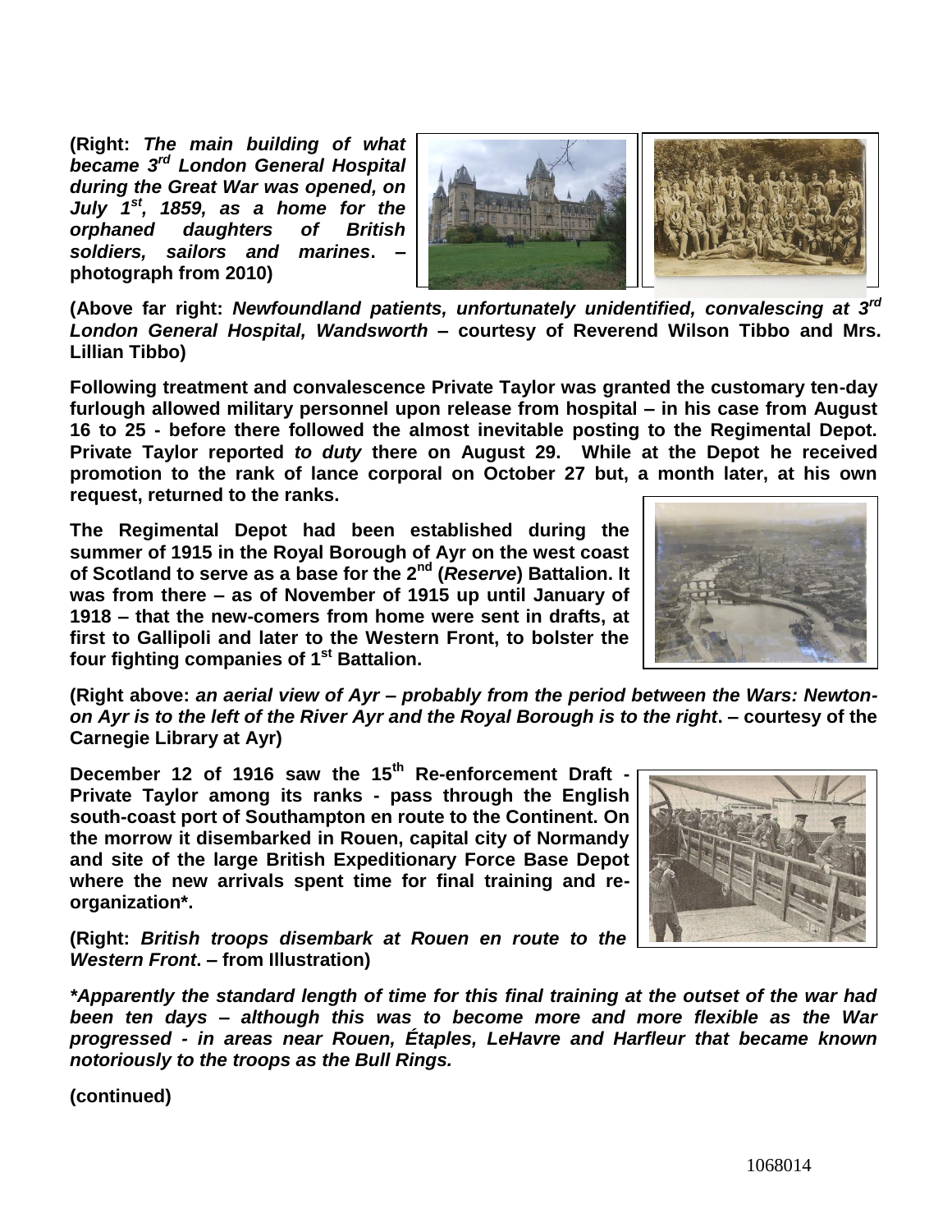**(Right: *The main building of what became 3rd London General Hospital during the Great War was opened, on July 1st, 1859, as a home for the orphaned daughters of British soldiers, sailors and marines*. – photograph from 2010)**

**(Above far right: *Newfoundland patients, unfortunately unidentified, convalescing at 3rd London General Hospital, Wandsworth* – courtesy of Reverend Wilson Tibbo and Mrs. Lillian Tibbo)**

**Following treatment and convalescence Private Taylor was granted the customary ten-day furlough allowed military personnel upon release from hospital – in his case from August 16 to 25 - before there followed the almost inevitable posting to the Regimental Depot. Private Taylor reported *to duty* there on August 29. While at the Depot he received promotion to the rank of lance corporal on October 27 but, a month later, at his own request, returned to the ranks.**

**The Regimental Depot had been established during the summer of 1915 in the Royal Borough of Ayr on the west coast of Scotland to serve as a base for the 2nd (*Reserve*) Battalion. It was from there – as of November of 1915 up until January of 1918 – that the new-comers from home were sent in drafts, at first to Gallipoli and later to the Western Front, to bolster the four fighting companies of 1st Battalion.**

**(Right above: *an aerial view of Ayr – probably from the period between the Wars: Newton-on Ayr is to the left of the River Ayr and the Royal Borough is to the right*. – courtesy of the Carnegie Library at Ayr)**

**December 12 of 1916 saw the 15th Re-enforcement Draft - Private Taylor among its ranks - pass through the English south-coast port of Southampton en route to the Continent. On the morrow it disembarked in Rouen, capital city of Normandy and site of the large British Expeditionary Force Base Depot where the new arrivals spent time for final training and re-organization*.**

**(Right: *British troops disembark at Rouen en route to the Western Front*. – from Illustration)**

***\*Apparently the standard length of time for this final training at the outset of the war had been ten days – although this was to become more and more flexible as the War progressed - in areas near Rouen, Étaples, LeHavre and Harfleur that became known notoriously to the troops as the Bull Rings.***

**(continued)**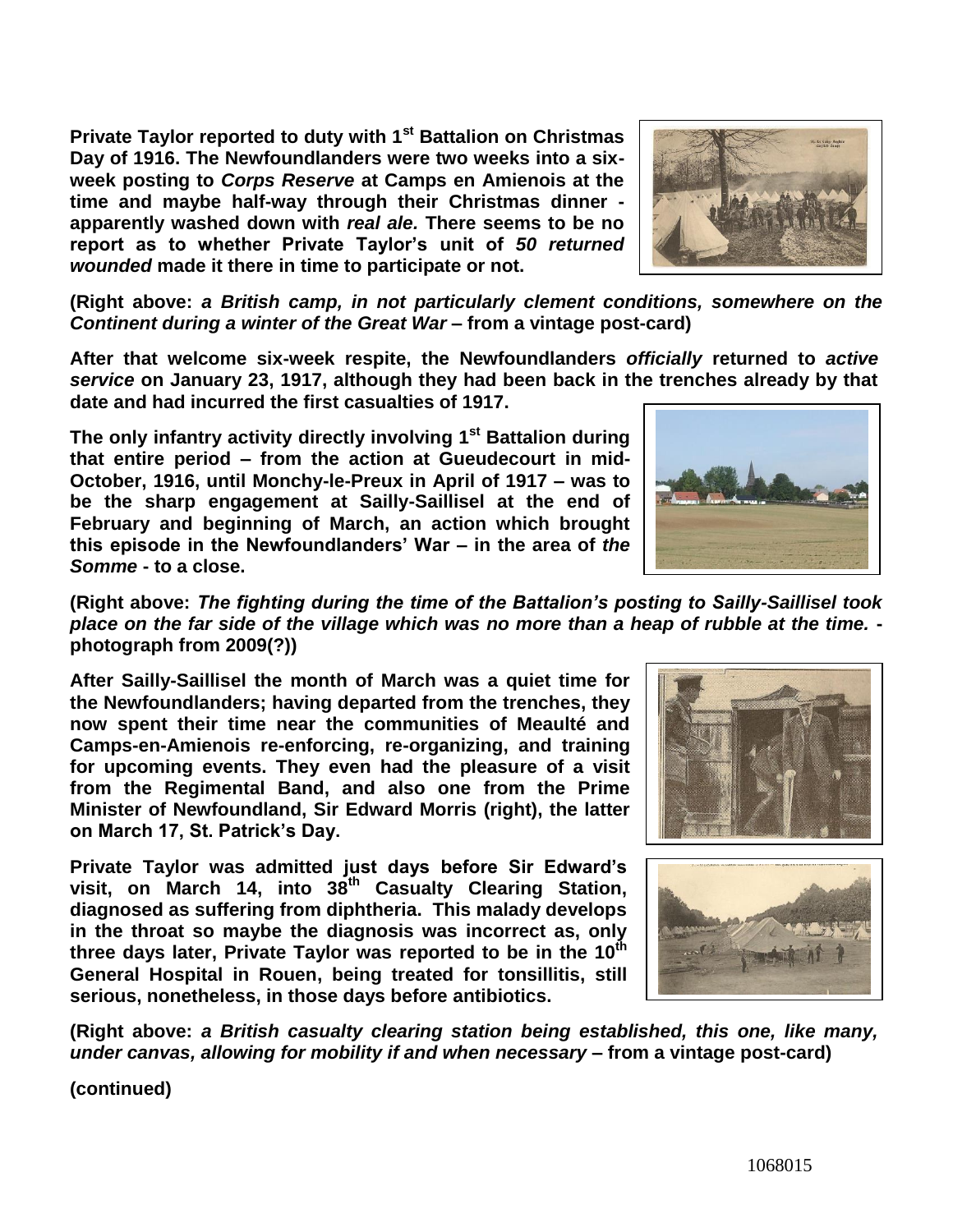**Private Taylor reported to duty with 1st Battalion on Christmas Day of 1916. The Newfoundlanders were two weeks into a six-week posting to *Corps Reserve* at Camps en Amienois at the time and maybe half-way through their Christmas dinner - apparently washed down with *real ale.* There seems to be no report as to whether Private Taylor's unit of *50 returned wounded* made it there in time to participate or not.**

**(Right above: *a British camp, in not particularly clement conditions, somewhere on the Continent during a winter of the Great War* – from a vintage post-card)**

**After that welcome six-week respite, the Newfoundlanders *officially* returned to *active service* on January 23, 1917, although they had been back in the trenches already by that date and had incurred the first casualties of 1917.**

**The only infantry activity directly involving 1st Battalion during that entire period – from the action at Gueudecourt in mid-October, 1916, until Monchy-le-Preux in April of 1917 – was to be the sharp engagement at Sailly-Saillisel at the end of February and beginning of March, an action which brought this episode in the Newfoundlanders' War – in the area of *the Somme* - to a close.**

**(Right above: *The fighting during the time of the Battalion's posting to Sailly-Saillisel took place on the far side of the village which was no more than a heap of rubble at the time.* - photograph from 2009(?))**

**After Sailly-Saillisel the month of March was a quiet time for the Newfoundlanders; having departed from the trenches, they now spent their time near the communities of Meaulté and Camps-en-Amienois re-enforcing, re-organizing, and training for upcoming events. They even had the pleasure of a visit from the Regimental Band, and also one from the Prime Minister of Newfoundland, Sir Edward Morris (right), the latter on March 17, St. Patrick's Day.**

**Private Taylor was admitted just days before Sir Edward's visit, on March 14, into 38th Casualty Clearing Station, diagnosed as suffering from diphtheria. This malady develops in the throat so maybe the diagnosis was incorrect as, only three days later, Private Taylor was reported to be in the 10th General Hospital in Rouen, being treated for tonsillitis, still serious, nonetheless, in those days before antibiotics.**

**(Right above: *a British casualty clearing station being established, this one, like many, under canvas, allowing for mobility if and when necessary* – from a vintage post-card)**

**(continued)**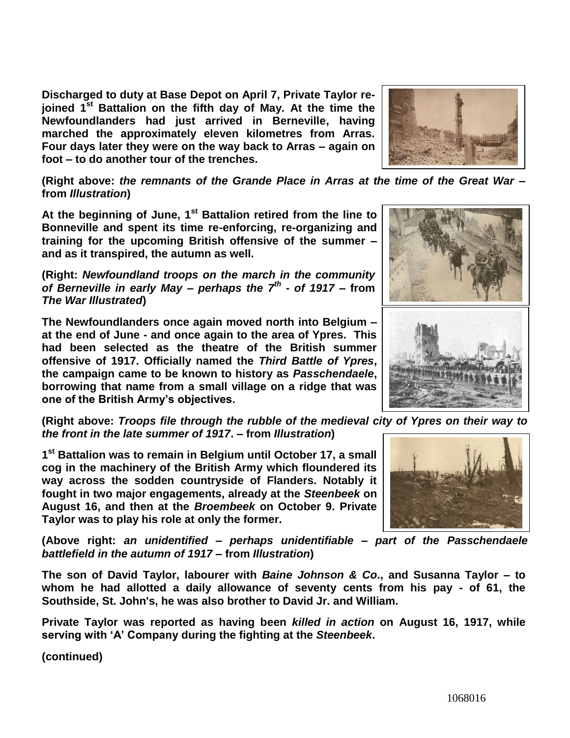**Discharged to duty at Base Depot on April 7, Private Taylor re-joined 1st Battalion on the fifth day of May. At the time the Newfoundlanders had just arrived in Berneville, having marched the approximately eleven kilometres from Arras. Four days later they were on the way back to Arras – again on foot – to do another tour of the trenches.**

**(Right above: *the remnants of the Grande Place in Arras at the time of the Great War* – from *Illustration*)**

**At the beginning of June, 1st Battalion retired from the line to Bonneville and spent its time re-enforcing, re-organizing and training for the upcoming British offensive of the summer – and as it transpired, the autumn as well.**

**(Right: *Newfoundland troops on the march in the community of Berneville in early May – perhaps the 7th - of 1917* – from *The War Illustrated*)**

**The Newfoundlanders once again moved north into Belgium – at the end of June - and once again to the area of Ypres. This had been selected as the theatre of the British summer offensive of 1917. Officially named the *Third Battle of Ypres*, the campaign came to be known to history as *Passchendaele*, borrowing that name from a small village on a ridge that was one of the British Army's objectives.**

**(Right above: *Troops file through the rubble of the medieval city of Ypres on their way to the front in the late summer of 1917*. – from *Illustration*)**

**1st Battalion was to remain in Belgium until October 17, a small cog in the machinery of the British Army which floundered its way across the sodden countryside of Flanders. Notably it fought in two major engagements, already at the *Steenbeek* on August 16, and then at the *Broembeek* on October 9. Private Taylor was to play his role at only the former.**

**(Above right: *an unidentified – perhaps unidentifiable – part of the Passchendaele battlefield in the autumn of 1917* – from *Illustration*)**

**The son of David Taylor, labourer with *Baine Johnson & Co*., and Susanna Taylor – to whom he had allotted a daily allowance of seventy cents from his pay - of 61, the Southside, St. John's, he was also brother to David Jr. and William.**

**Private Taylor was reported as having been *killed in action* on August 16, 1917, while serving with 'A' Company during the fighting at the *Steenbeek*.**

**(continued)**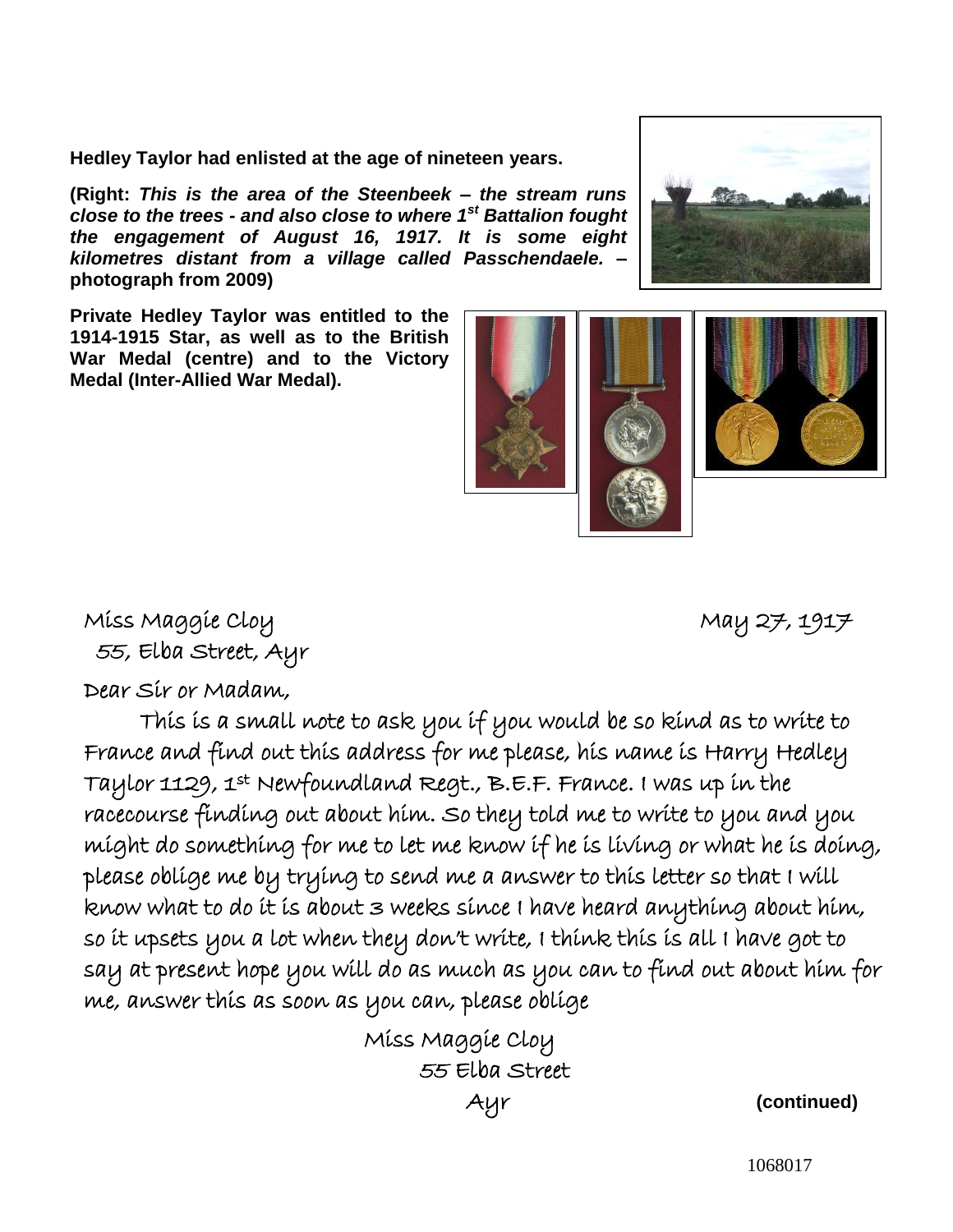**Hedley Taylor had enlisted at the age of nineteen years.**

**(Right: *This is the area of the Steenbeek – the stream runs close to the trees - and also close to where 1st Battalion fought the engagement of August 16, 1917. It is some eight kilometres distant from a village called Passchendaele.* – photograph from 2009)**

**Private Hedley Taylor was entitled to the 1914-1915 Star, as well as to the British War Medal (centre) and to the Victory Medal (Inter-Allied War Medal).**

Miss Maggie Cloy
55, Elba Street, Ayr

May 27, 1917

Dear Sir or Madam,

This is a small note to ask you if you would be so kind as to write to France and find out this address for me please, his name is Harry Hedley Taylor 1129, 1st Newfoundland Regt., B.E.F. France. I was up in the racecourse finding out about him. So they told me to write to you and you might do something for me to let me know if he is living or what he is doing, please oblige me by trying to send me a answer to this letter so that I will know what to do it is about 3 weeks since I have heard anything about him, so it upsets you a lot when they don't write, I think this is all I have got to say at present hope you will do as much as you can to find out about him for me, answer this as soon as you can, please oblige

Miss Maggie Cloy
55 Elba Street
Ayr

**(continued)**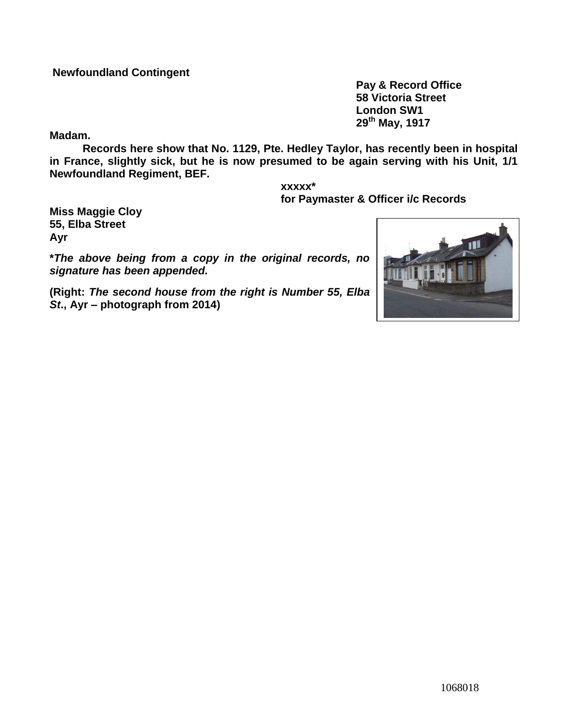**Newfoundland Contingent**

**Pay & Record Office**
**58 Victoria Street**
**London SW1**
**29th May, 1917**

**Madam.**

**Records here show that No. 1129, Pte. Hedley Taylor, has recently been in hospital in France, slightly sick, but he is now presumed to be again serving with his Unit, 1/1 Newfoundland Regiment, BEF.**

**xxxxx***
**for Paymaster & Officer i/c Records**

**Miss Maggie Cloy**
**55, Elba Street**
**Ayr**

***The above being from a copy in the original records, no signature has been appended.***

**(Right: *The second house from the right is Number 55, Elba St*., Ayr – photograph from 2014)**